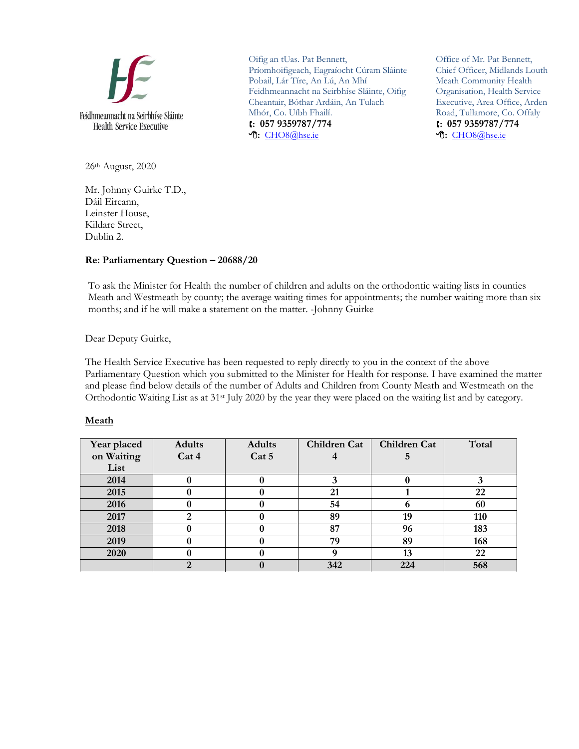Feidhmeannacht na Seirbhíse Sláinte
Health Service Executive

Oifig an tUas. Pat Bennett,
Príomhoifigeach, Eagraíocht Cúram Sláinte Pobail, Lár Tíre, An Lú, An Mhí
Feidhmeannacht na Seirbhíse Sláinte, Oifig Cheantair, Bóthar Ardáin, An Tulach Mhór, Co. Uíbh Fhailí.
: 057 9359787/774
: CHO8@hse.ie

Office of Mr. Pat Bennett,
Chief Officer, Midlands Louth Meath Community Health Organisation, Health Service Executive, Area Office, Arden Road, Tullamore, Co. Offaly
: 057 9359787/774
: CHO8@hse.ie

26th August, 2020

Mr. Johnny Guirke T.D.,
Dáil Eireann,
Leinster House,
Kildare Street,
Dublin 2.

**Re: Parliamentary Question – 20688/20**

To ask the Minister for Health the number of children and adults on the orthodontic waiting lists in counties Meath and Westmeath by county; the average waiting times for appointments; the number waiting more than six months; and if he will make a statement on the matter. -Johnny Guirke

Dear Deputy Guirke,

The Health Service Executive has been requested to reply directly to you in the context of the above Parliamentary Question which you submitted to the Minister for Health for response. I have examined the matter and please find below details of the number of Adults and Children from County Meath and Westmeath on the Orthodontic Waiting List as at 31st July 2020 by the year they were placed on the waiting list and by category.

**Meath**

| Year placed on Waiting List | Adults Cat 4 | Adults Cat 5 | Children Cat 4 | Children Cat 5 | Total |
|---|---|---|---|---|---|
| 2014 | 0 | 0 | 3 | 0 | 3 |
| 2015 | 0 | 0 | 21 | 1 | 22 |
| 2016 | 0 | 0 | 54 | 6 | 60 |
| 2017 | 2 | 0 | 89 | 19 | 110 |
| 2018 | 0 | 0 | 87 | 96 | 183 |
| 2019 | 0 | 0 | 79 | 89 | 168 |
| 2020 | 0 | 0 | 9 | 13 | 22 |
| | 2 | 0 | 342 | 224 | 568 |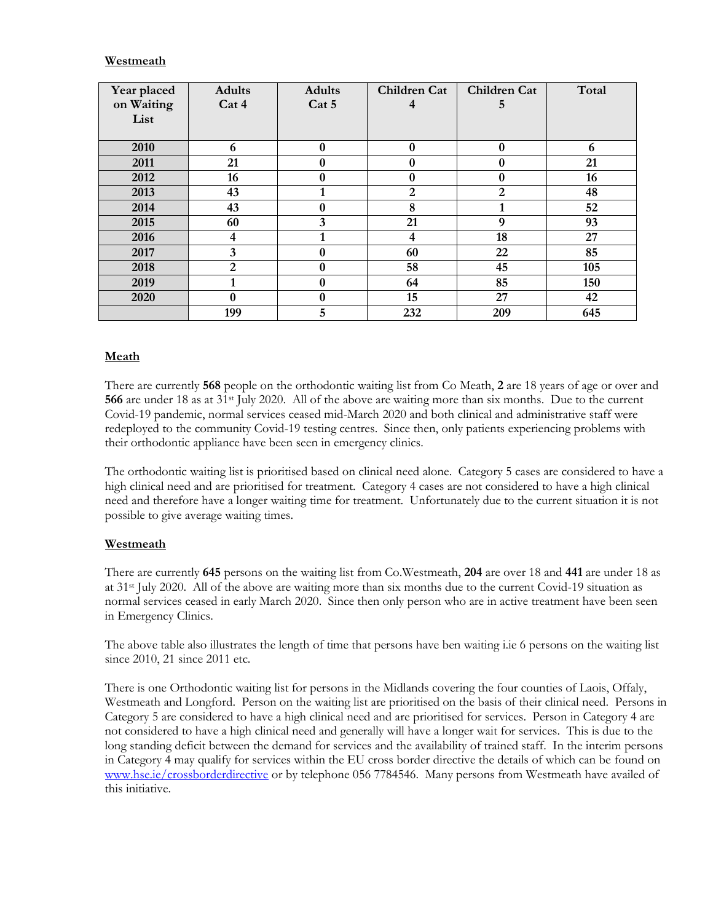**Westmeath**

| Year placed on Waiting List | Adults Cat 4 | Adults Cat 5 | Children Cat 4 | Children Cat 5 | Total |
|---|---|---|---|---|---|
| **2010** | **6** | **0** | **0** | **0** | **6** |
| **2011** | **21** | **0** | **0** | **0** | **21** |
| **2012** | **16** | **0** | **0** | **0** | **16** |
| **2013** | **43** | **1** | **2** | **2** | **48** |
| **2014** | **43** | **0** | **8** | **1** | **52** |
| **2015** | **60** | **3** | **21** | **9** | **93** |
| **2016** | **4** | **1** | **4** | **18** | **27** |
| **2017** | **3** | **0** | **60** | **22** | **85** |
| **2018** | **2** | **0** | **58** | **45** | **105** |
| **2019** | **1** | **0** | **64** | **85** | **150** |
| **2020** | **0** | **0** | **15** | **27** | **42** |
| | **199** | **5** | **232** | **209** | **645** |

**Meath**

There are currently **568** people on the orthodontic waiting list from Co Meath, **2** are 18 years of age or over and **566** are under 18 as at 31st July 2020. All of the above are waiting more than six months. Due to the current Covid-19 pandemic, normal services ceased mid-March 2020 and both clinical and administrative staff were redeployed to the community Covid-19 testing centres. Since then, only patients experiencing problems with their orthodontic appliance have been seen in emergency clinics.

The orthodontic waiting list is prioritised based on clinical need alone. Category 5 cases are considered to have a high clinical need and are prioritised for treatment. Category 4 cases are not considered to have a high clinical need and therefore have a longer waiting time for treatment. Unfortunately due to the current situation it is not possible to give average waiting times.

**Westmeath**

There are currently **645** persons on the waiting list from Co.Westmeath, **204** are over 18 and **441** are under 18 as at 31st July 2020. All of the above are waiting more than six months due to the current Covid-19 situation as normal services ceased in early March 2020. Since then only person who are in active treatment have been seen in Emergency Clinics.

The above table also illustrates the length of time that persons have ben waiting i.ie 6 persons on the waiting list since 2010, 21 since 2011 etc.

There is one Orthodontic waiting list for persons in the Midlands covering the four counties of Laois, Offaly, Westmeath and Longford. Person on the waiting list are prioritised on the basis of their clinical need. Persons in Category 5 are considered to have a high clinical need and are prioritised for services. Person in Category 4 are not considered to have a high clinical need and generally will have a longer wait for services. This is due to the long standing deficit between the demand for services and the availability of trained staff. In the interim persons in Category 4 may qualify for services within the EU cross border directive the details of which can be found on www.hse.ie/crossborderdirective or by telephone 056 7784546. Many persons from Westmeath have availed of this initiative.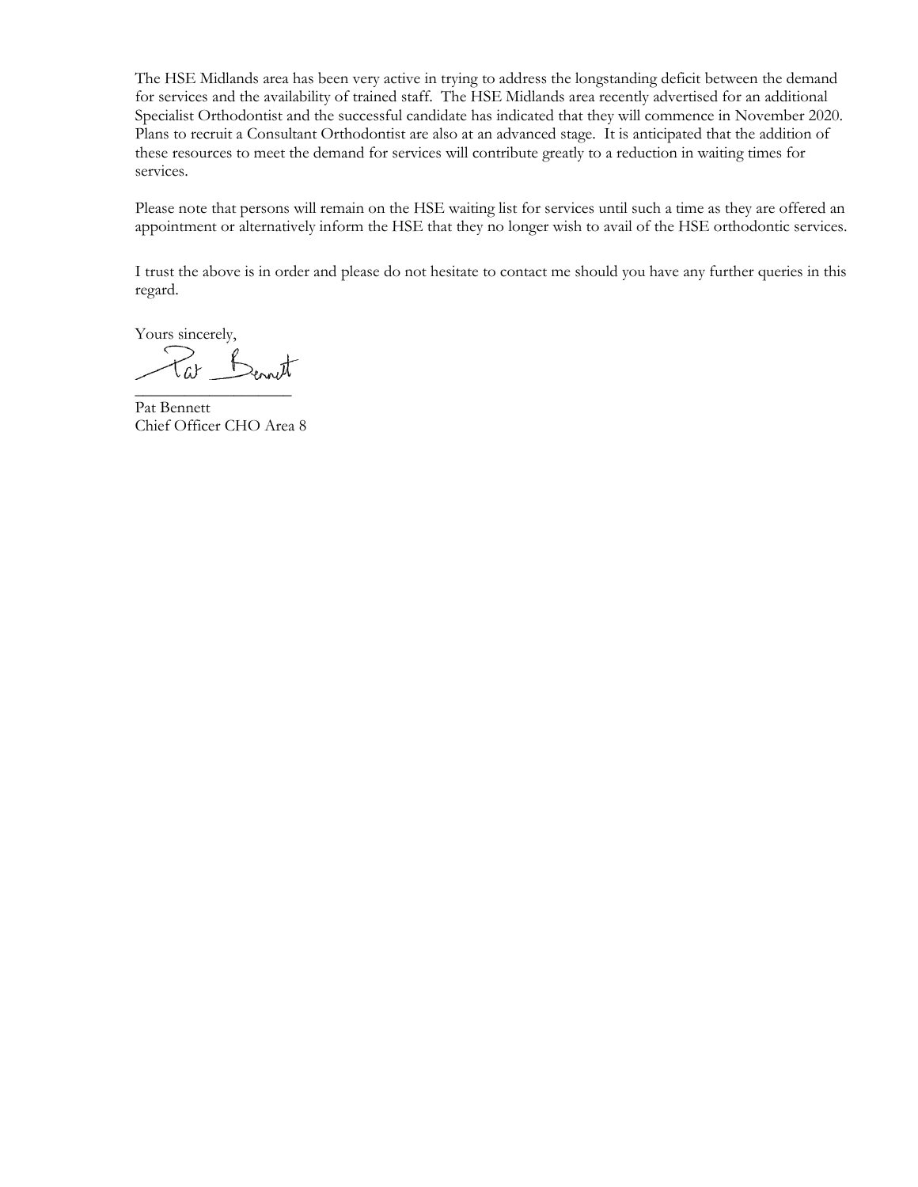The HSE Midlands area has been very active in trying to address the longstanding deficit between the demand for services and the availability of trained staff. The HSE Midlands area recently advertised for an additional Specialist Orthodontist and the successful candidate has indicated that they will commence in November 2020. Plans to recruit a Consultant Orthodontist are also at an advanced stage. It is anticipated that the addition of these resources to meet the demand for services will contribute greatly to a reduction in waiting times for services.

Please note that persons will remain on the HSE waiting list for services until such a time as they are offered an appointment or alternatively inform the HSE that they no longer wish to avail of the HSE orthodontic services.

I trust the above is in order and please do not hesitate to contact me should you have any further queries in this regard.

Yours sincerely,

Pat Bennett

___________________

Pat Bennett
Chief Officer CHO Area 8